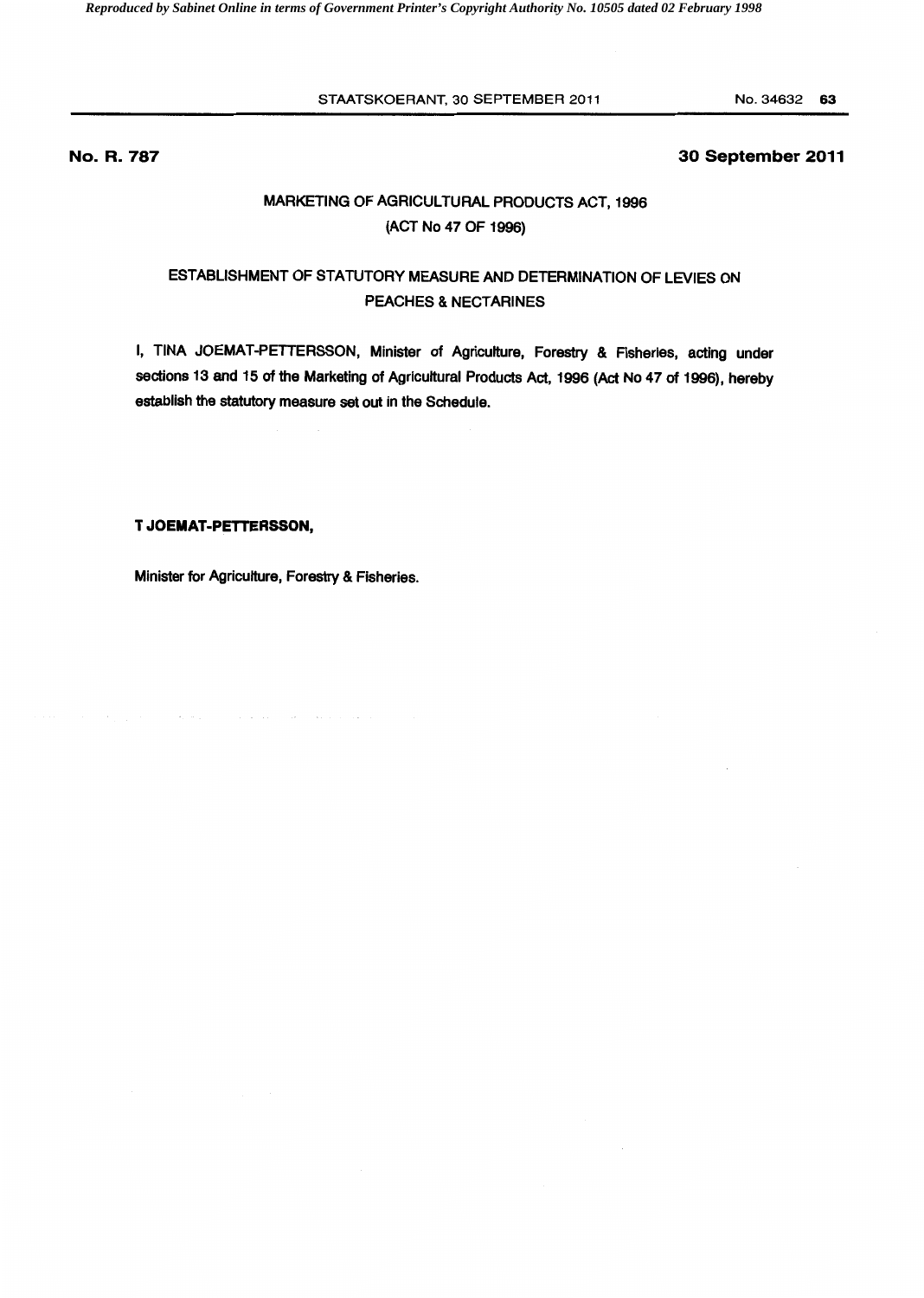**No. R. 787** **30 September 2011**

## MARKETING OF AGRICULTURAL PRODUCTS ACT, 1996
## (ACT No 47 OF 1996)

## ESTABLISHMENT OF STATUTORY MEASURE AND DETERMINATION OF LEVIES ON PEACHES & NECTARINES

I, TINA JOEMAT-PETTERSSON, Minister of Agriculture, Forestry & Fisheries, acting under sections 13 and 15 of the Marketing of Agricultural Products Act, 1996 (Act No 47 of 1996), hereby establish the statutory measure set out in the Schedule.

**T JOEMAT-PETTERSSON,**

Minister for Agriculture, Forestry & Fisheries.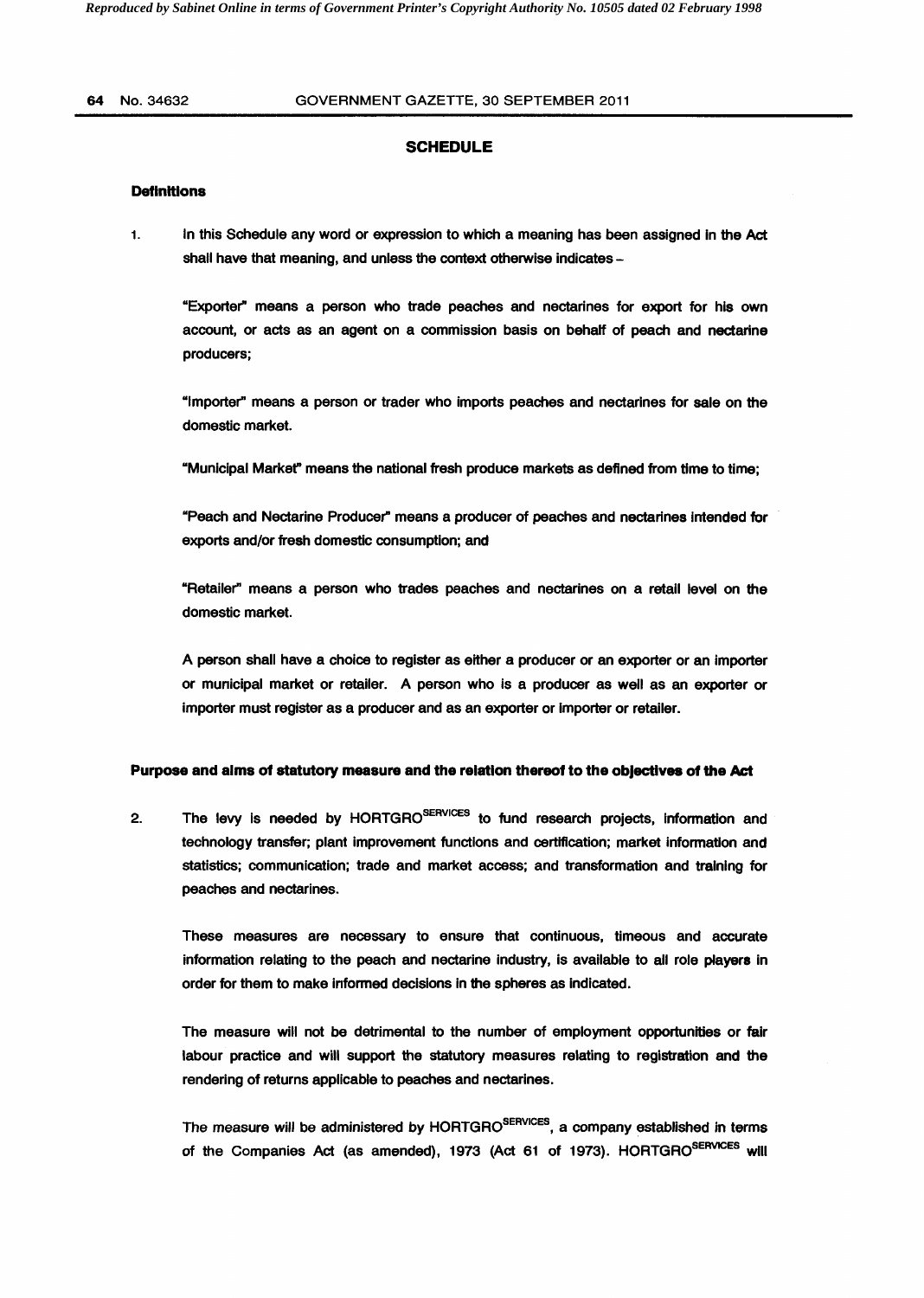## SCHEDULE

### Definitions

1. In this Schedule any word or expression to which a meaning has been assigned in the Act shall have that meaning, and unless the context otherwise indicates –

   "Exporter" means a person who trade peaches and nectarines for export for his own account, or acts as an agent on a commission basis on behalf of peach and nectarine producers;

   "Importer" means a person or trader who imports peaches and nectarines for sale on the domestic market.

   "Municipal Market" means the national fresh produce markets as defined from time to time;

   "Peach and Nectarine Producer" means a producer of peaches and nectarines intended for exports and/or fresh domestic consumption; and

   "Retailer" means a person who trades peaches and nectarines on a retail level on the domestic market.

   A person shall have a choice to register as either a producer or an exporter or an importer or municipal market or retailer. A person who is a producer as well as an exporter or importer must register as a producer and as an exporter or importer or retailer.

### Purpose and aims of statutory measure and the relation thereof to the objectives of the Act

2. The levy is needed by HORTGRO^SERVICES to fund research projects, information and technology transfer; plant improvement functions and certification; market information and statistics; communication; trade and market access; and transformation and training for peaches and nectarines.

   These measures are necessary to ensure that continuous, timeous and accurate information relating to the peach and nectarine industry, is available to all role players in order for them to make informed decisions in the spheres as indicated.

   The measure will not be detrimental to the number of employment opportunities or fair labour practice and will support the statutory measures relating to registration and the rendering of returns applicable to peaches and nectarines.

   The measure will be administered by HORTGRO^SERVICES, a company established in terms of the Companies Act (as amended), 1973 (Act 61 of 1973). HORTGRO^SERVICES will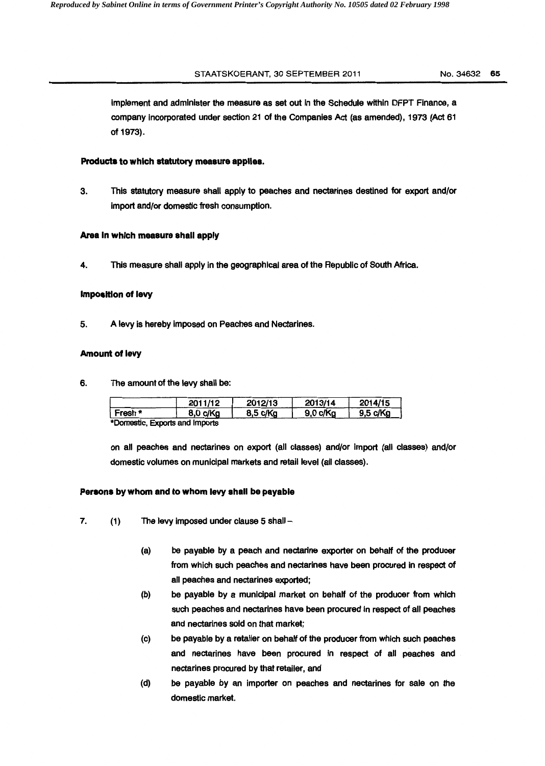implement and administer the measure as set out in the Schedule within DFPT Finance, a company incorporated under section 21 of the Companies Act (as amended), 1973 (Act 61 of 1973).

**Products to which statutory measure applies.**

3. This statutory measure shall apply to peaches and nectarines destined for export and/or import and/or domestic fresh consumption.

**Area in which measure shall apply**

4. This measure shall apply in the geographical area of the Republic of South Africa.

**Imposition of levy**

5. A levy is hereby imposed on Peaches and Nectarines.

**Amount of levy**

6. The amount of the levy shall be:

| | 2011/12 | 2012/13 | 2013/14 | 2014/15 |
|---|---|---|---|---|
| Fresh * | 8,0 c/Kg | 8,5 c/Kg | 9,0 c/Kg | 9,5 c/Kg |

*Domestic, Exports and Imports

on all peaches and nectarines on export (all classes) and/or import (all classes) and/or domestic volumes on municipal markets and retail level (all classes).

**Persons by whom and to whom levy shall be payable**

7. (1) The levy imposed under clause 5 shall –

   (a) be payable by a peach and nectarine exporter on behalf of the producer from which such peaches and nectarines have been procured in respect of all peaches and nectarines exported;

   (b) be payable by a municipal market on behalf of the producer from which such peaches and nectarines have been procured in respect of all peaches and nectarines sold on that market;

   (c) be payable by a retailer on behalf of the producer from which such peaches and nectarines have been procured in respect of all peaches and nectarines procured by that retailer, and

   (d) be payable by an importer on peaches and nectarines for sale on the domestic market.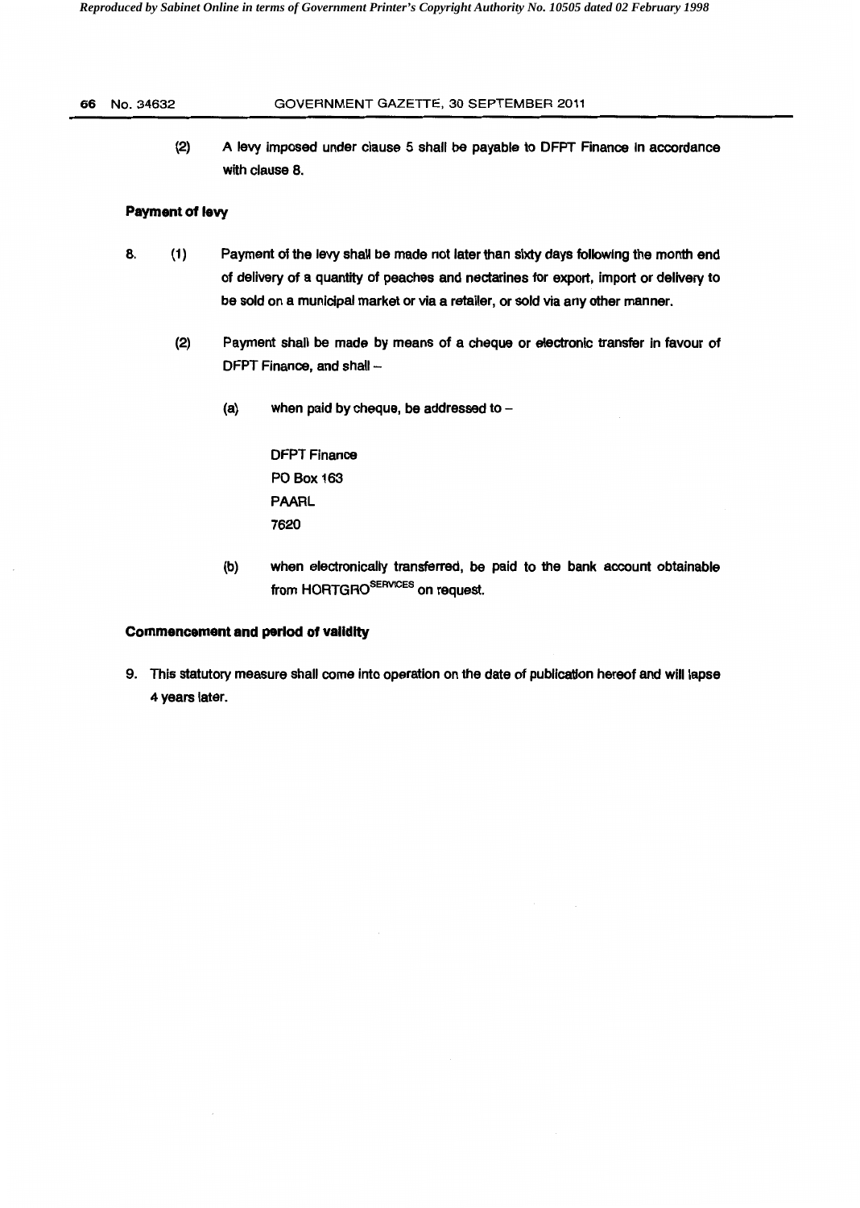(2) A levy imposed under clause 5 shall be payable to DFPT Finance in accordance with clause 8.

**Payment of levy**

8. (1) Payment of the levy shall be made not later than sixty days following the month end of delivery of a quantity of peaches and nectarines for export, import or delivery to be sold on a municipal market or via a retailer, or sold via any other manner.

(2) Payment shall be made by means of a cheque or electronic transfer in favour of DFPT Finance, and shall –

(a) when paid by cheque, be addressed to –

DFPT Finance
PO Box 163
PAARL
7620

(b) when electronically transferred, be paid to the bank account obtainable from HORTGRO[SERVICES] on request.

**Commencement and period of validity**

9. This statutory measure shall come into operation on the date of publication hereof and will lapse 4 years later.